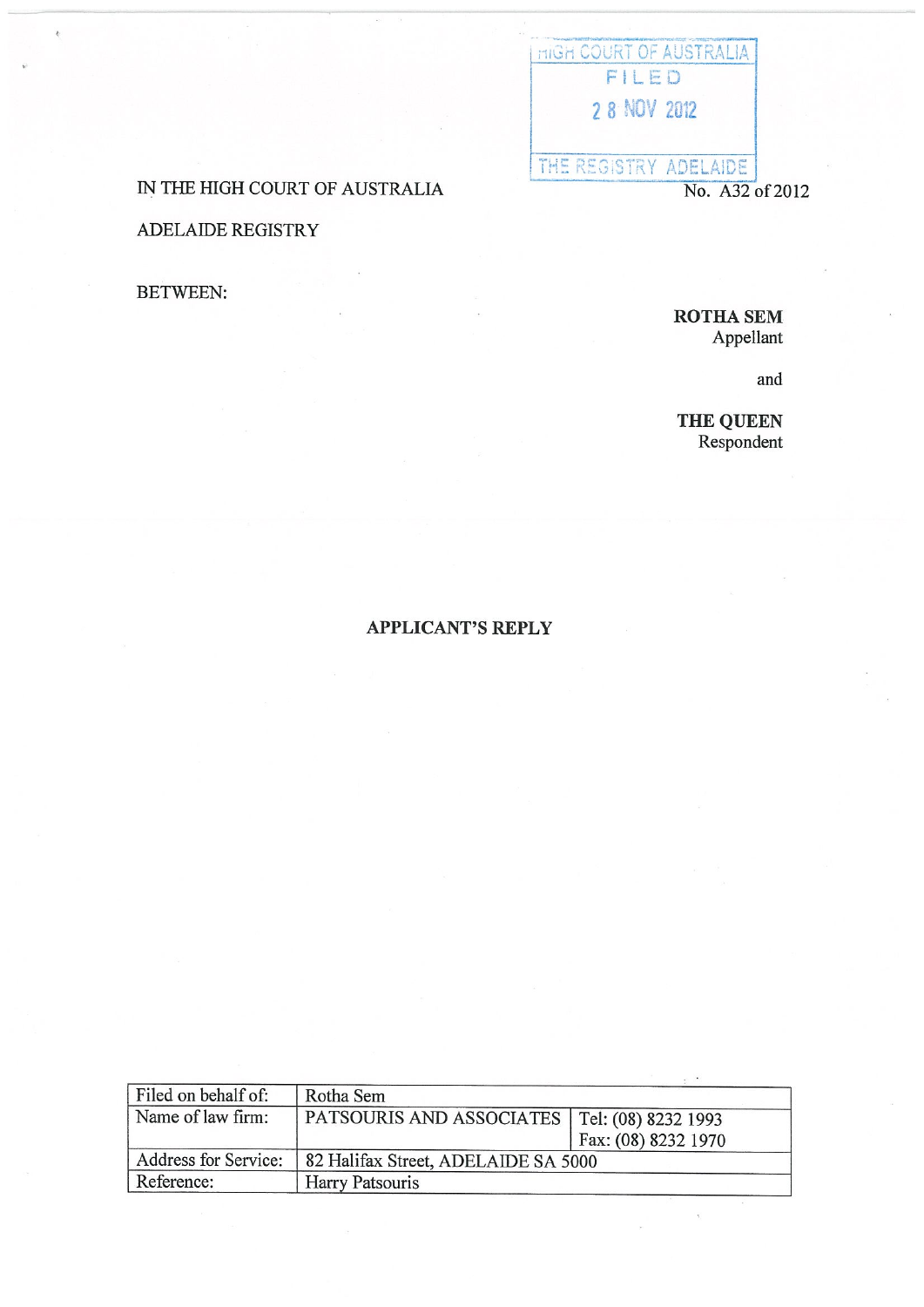HIGH COURT OF AUSTRALIA
FILED
28 NOV 2012
THE REGISTRY ADELAIDE

IN THE HIGH COURT OF AUSTRALIA

No. A32 of 2012

ADELAIDE REGISTRY

BETWEEN:

**ROTHA SEM**
Appellant

and

**THE QUEEN**
Respondent

**APPLICANT'S REPLY**

| Filed on behalf of: | Rotha Sem | |
|---|---|---|
| Name of law firm: | PATSOURIS AND ASSOCIATES | Tel: (08) 8232 1993<br>Fax: (08) 8232 1970 |
| Address for Service: | 82 Halifax Street, ADELAIDE SA 5000 | |
| Reference: | Harry Patsouris | |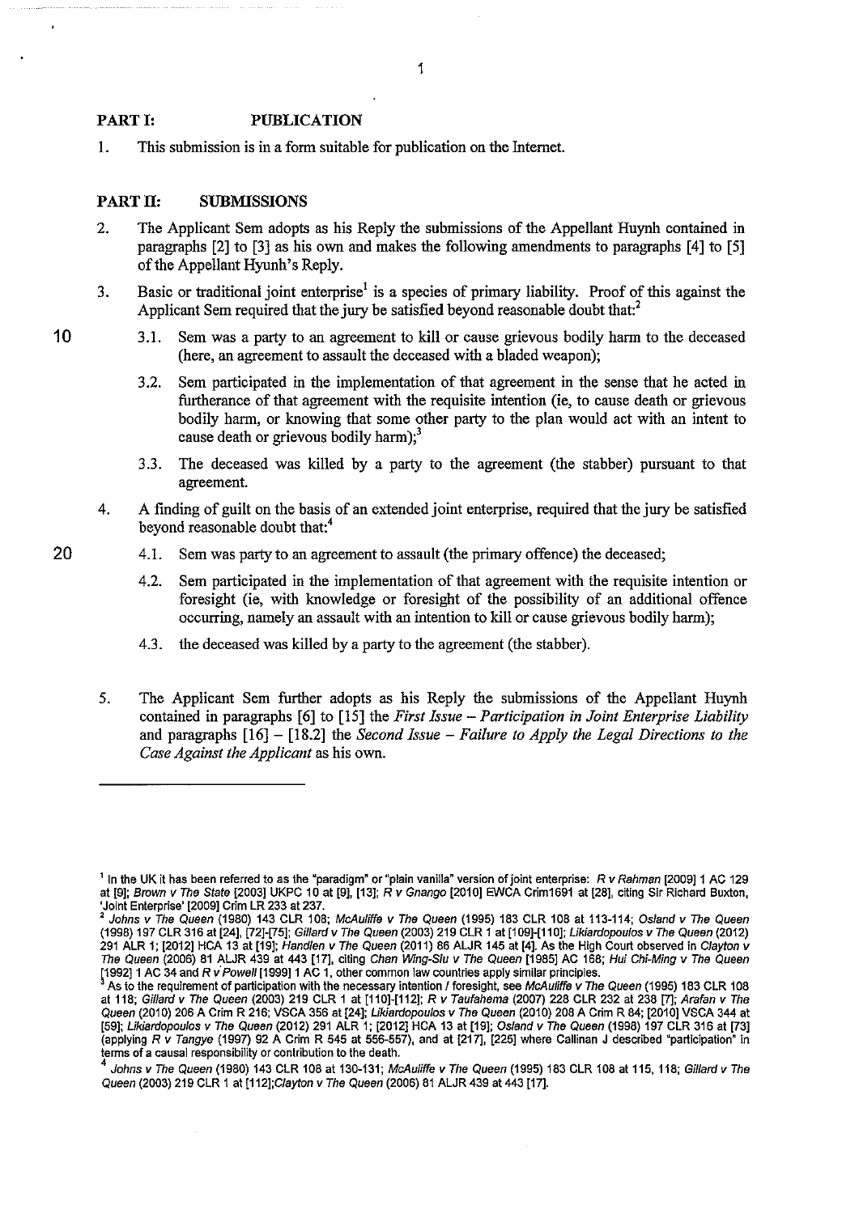## PART I: PUBLICATION

1. This submission is in a form suitable for publication on the Internet.

## PART II: SUBMISSIONS

2. The Applicant Sem adopts as his Reply the submissions of the Appellant Huynh contained in paragraphs [2] to [3] as his own and makes the following amendments to paragraphs [4] to [5] of the Appellant Hyunh's Reply.

3. Basic or traditional joint enterprise[1] is a species of primary liability. Proof of this against the Applicant Sem required that the jury be satisfied beyond reasonable doubt that:[2]

   3.1. Sem was a party to an agreement to kill or cause grievous bodily harm to the deceased (here, an agreement to assault the deceased with a bladed weapon);

   3.2. Sem participated in the implementation of that agreement in the sense that he acted in furtherance of that agreement with the requisite intention (ie, to cause death or grievous bodily harm, or knowing that some other party to the plan would act with an intent to cause death or grievous bodily harm);[3]

   3.3. The deceased was killed by a party to the agreement (the stabber) pursuant to that agreement.

4. A finding of guilt on the basis of an extended joint enterprise, required that the jury be satisfied beyond reasonable doubt that:[4]

   4.1. Sem was party to an agreement to assault (the primary offence) the deceased;

   4.2. Sem participated in the implementation of that agreement with the requisite intention or foresight (ie, with knowledge or foresight of the possibility of an additional offence occurring, namely an assault with an intention to kill or cause grievous bodily harm);

   4.3. the deceased was killed by a party to the agreement (the stabber).

5. The Applicant Sem further adopts as his Reply the submissions of the Appellant Huynh contained in paragraphs [6] to [15] the *First Issue – Participation in Joint Enterprise Liability* and paragraphs [16] – [18.2] the *Second Issue – Failure to Apply the Legal Directions to the Case Against the Applicant* as his own.

---

[1] In the UK it has been referred to as the "paradigm" or "plain vanilla" version of joint enterprise: *R v Rahman* [2009] 1 AC 129 at [9]; *Brown v The State* [2003] UKPC 10 at [9], [13]; *R v Gnango* [2010] EWCA Crim1691 at [28], citing Sir Richard Buxton, 'Joint Enterprise' [2009] Crim LR 233 at 237.

[2] *Johns v The Queen* (1980) 143 CLR 108; *McAuliffe v The Queen* (1995) 183 CLR 108 at 113-114; *Osland v The Queen* (1998) 197 CLR 316 at [24], [72]-[75]; *Gillard v The Queen* (2003) 219 CLR 1 at [109]-[110]; *Likiardopoulos v The Queen* (2012) 291 ALR 1; [2012] HCA 13 at [19]; *Handlen v The Queen* (2011) 86 ALJR 145 at [4]. As the High Court observed in *Clayton v The Queen* (2006) 81 ALJR 439 at 443 [17], citing *Chan Wing-Siu v The Queen* [1985] AC 168; *Hui Chi-Ming v The Queen* [1992] 1 AC 34 and *R v Powell* [1999] 1 AC 1, other common law countries apply similar principles.

[3] As to the requirement of participation with the necessary intention / foresight, see *McAuliffe v The Queen* (1995) 183 CLR 108 at 118; *Gillard v The Queen* (2003) 219 CLR 1 at [110]-[112]; *R v Taufahema* (2007) 228 CLR 232 at 238 [7]; *Arafan v The Queen* (2010) 206 A Crim R 216; VSCA 356 at [24]; *Likiardopoulos v The Queen* (2010) 208 A Crim R 84; [2010] VSCA 344 at [59]; *Likiardopoulos v The Queen* (2012) 291 ALR 1; [2012] HCA 13 at [19]; *Osland v The Queen* (1998) 197 CLR 316 at [73] (applying *R v Tangye* (1997) 92 A Crim R 545 at 556-557), and at [217], [225] where Callinan J described "participation" in terms of a causal responsibility or contribution to the death.

[4] *Johns v The Queen* (1980) 143 CLR 108 at 130-131; *McAuliffe v The Queen* (1995) 183 CLR 108 at 115, 118; *Gillard v The Queen* (2003) 219 CLR 1 at [112];*Clayton v The Queen* (2006) 81 ALJR 439 at 443 [17].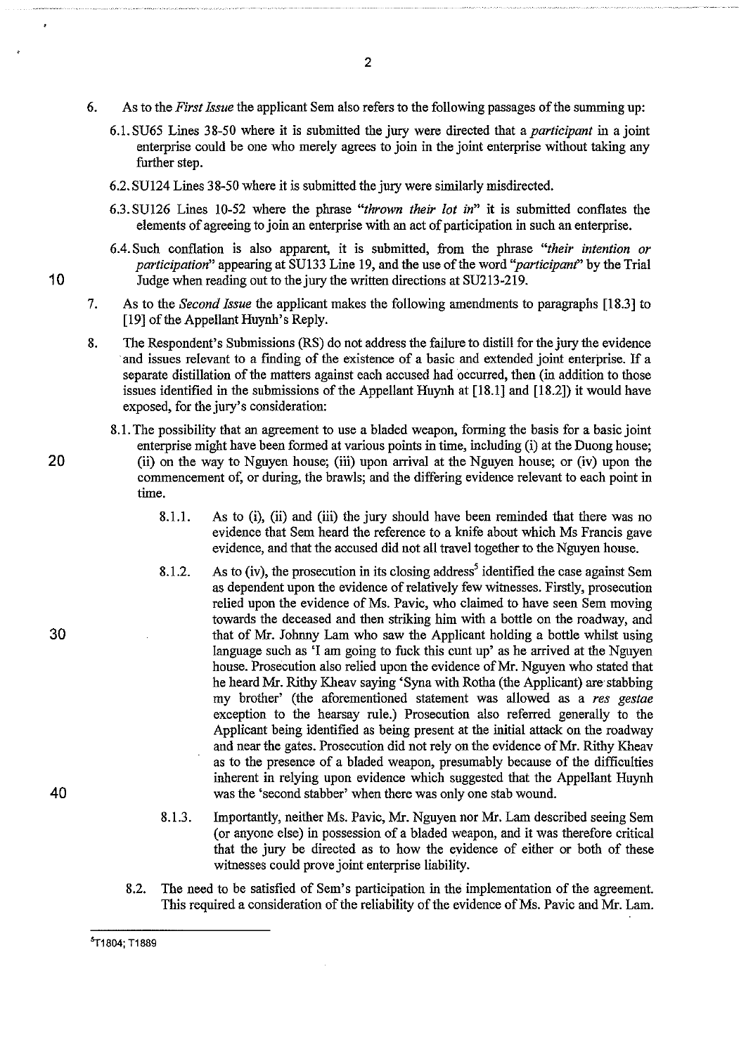6. As to the *First Issue* the applicant Sem also refers to the following passages of the summing up:

   6.1. SU65 Lines 38-50 where it is submitted the jury were directed that a *participant* in a joint enterprise could be one who merely agrees to join in the joint enterprise without taking any further step.

   6.2. SU124 Lines 38-50 where it is submitted the jury were similarly misdirected.

   6.3. SU126 Lines 10-52 where the phrase *"thrown their lot in"* it is submitted conflates the elements of agreeing to join an enterprise with an act of participation in such an enterprise.

   6.4. Such conflation is also apparent, it is submitted, from the phrase *"their intention or participation"* appearing at SU133 Line 19, and the use of the word *"participant"* by the Trial Judge when reading out to the jury the written directions at SU213-219.

7. As to the *Second Issue* the applicant makes the following amendments to paragraphs [18.3] to [19] of the Appellant Huynh's Reply.

8. The Respondent's Submissions (RS) do not address the failure to distill for the jury the evidence and issues relevant to a finding of the existence of a basic and extended joint enterprise. If a separate distillation of the matters against each accused had occurred, then (in addition to those issues identified in the submissions of the Appellant Huynh at [18.1] and [18.2]) it would have exposed, for the jury's consideration:

   8.1. The possibility that an agreement to use a bladed weapon, forming the basis for a basic joint enterprise might have been formed at various points in time, including (i) at the Duong house; (ii) on the way to Nguyen house; (iii) upon arrival at the Nguyen house; or (iv) upon the commencement of, or during, the brawls; and the differing evidence relevant to each point in time.

      8.1.1. As to (i), (ii) and (iii) the jury should have been reminded that there was no evidence that Sem heard the reference to a knife about which Ms Francis gave evidence, and that the accused did not all travel together to the Nguyen house.

      8.1.2. As to (iv), the prosecution in its closing address[5] identified the case against Sem as dependent upon the evidence of relatively few witnesses. Firstly, prosecution relied upon the evidence of Ms. Pavic, who claimed to have seen Sem moving towards the deceased and then striking him with a bottle on the roadway, and that of Mr. Johnny Lam who saw the Applicant holding a bottle whilst using language such as 'I am going to fuck this cunt up' as he arrived at the Nguyen house. Prosecution also relied upon the evidence of Mr. Nguyen who stated that he heard Mr. Rithy Kheav saying 'Syna with Rotha (the Applicant) are stabbing my brother' (the aforementioned statement was allowed as a *res gestae* exception to the hearsay rule.) Prosecution also referred generally to the Applicant being identified as being present at the initial attack on the roadway and near the gates. Prosecution did not rely on the evidence of Mr. Rithy Kheav as to the presence of a bladed weapon, presumably because of the difficulties inherent in relying upon evidence which suggested that the Appellant Huynh was the 'second stabber' when there was only one stab wound.

      8.1.3. Importantly, neither Ms. Pavic, Mr. Nguyen nor Mr. Lam described seeing Sem (or anyone else) in possession of a bladed weapon, and it was therefore critical that the jury be directed as to how the evidence of either or both of these witnesses could prove joint enterprise liability.

   8.2. The need to be satisfied of Sem's participation in the implementation of the agreement. This required a consideration of the reliability of the evidence of Ms. Pavic and Mr. Lam.

---

[5] T1804; T1889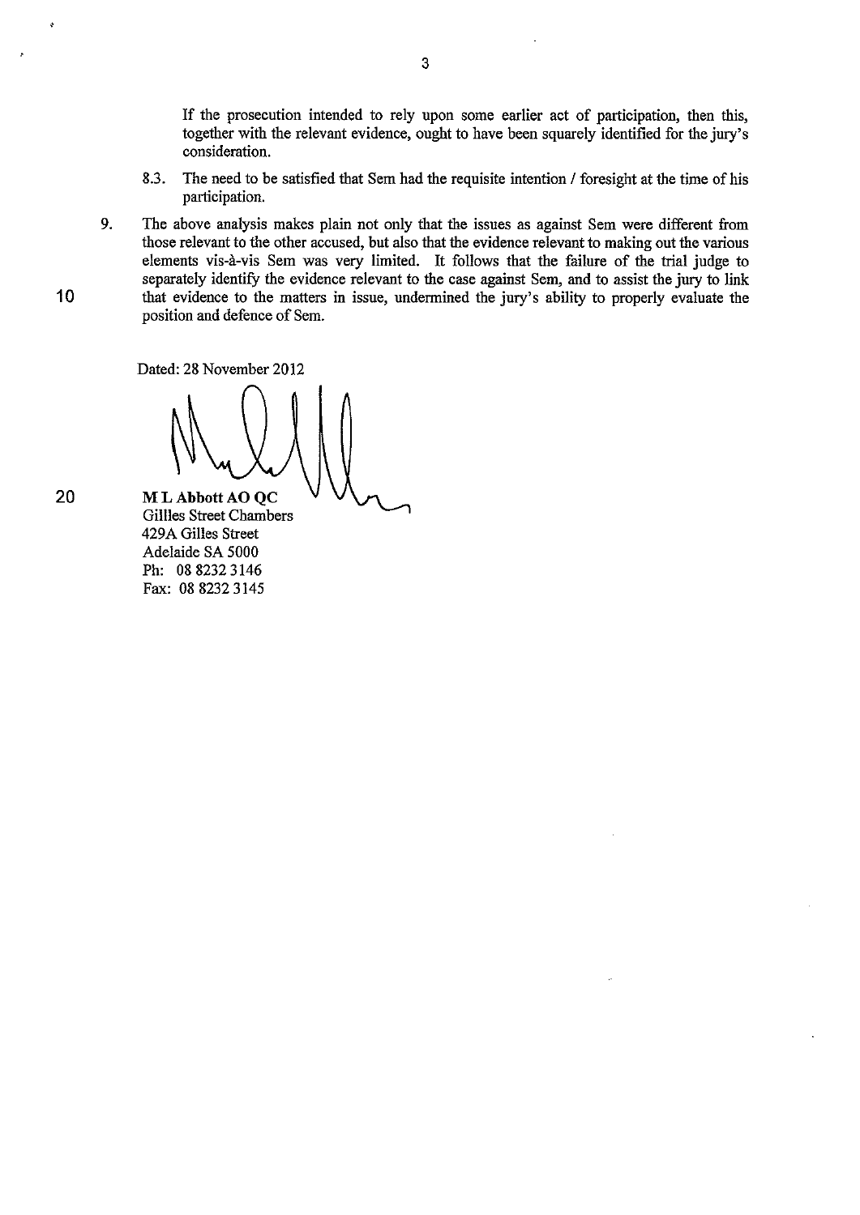If the prosecution intended to rely upon some earlier act of participation, then this, together with the relevant evidence, ought to have been squarely identified for the jury's consideration.

8.3. The need to be satisfied that Sem had the requisite intention / foresight at the time of his participation.

9. The above analysis makes plain not only that the issues as against Sem were different from those relevant to the other accused, but also that the evidence relevant to making out the various elements vis-à-vis Sem was very limited. It follows that the failure of the trial judge to separately identify the evidence relevant to the case against Sem, and to assist the jury to link that evidence to the matters in issue, undermined the jury's ability to properly evaluate the position and defence of Sem.

Dated: 28 November 2012

**M L Abbott AO QC**
Gillles Street Chambers
429A Gilles Street
Adelaide SA 5000
Ph: 08 8232 3146
Fax: 08 8232 3145